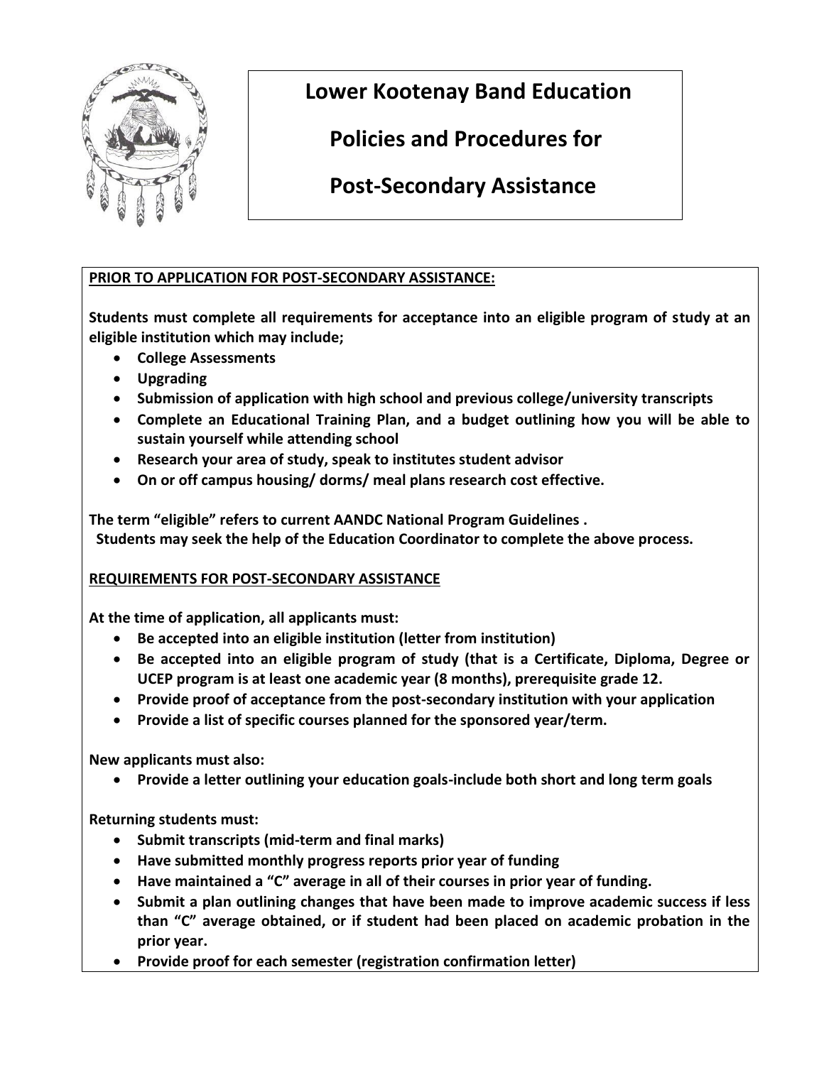# Lower Kootenay Band Education

# Policies and Procedures for

# Post-Secondary Assistance

**PRIOR TO APPLICATION FOR POST-SECONDARY ASSISTANCE:**

**Students must complete all requirements for acceptance into an eligible program of study at an eligible institution which may include;**

- **College Assessments**
- **Upgrading**
- **Submission of application with high school and previous college/university transcripts**
- **Complete an Educational Training Plan, and a budget outlining how you will be able to sustain yourself while attending school**
- **Research your area of study, speak to institutes student advisor**
- **On or off campus housing/ dorms/ meal plans research cost effective.**

**The term "eligible" refers to current AANDC National Program Guidelines .**
**Students may seek the help of the Education Coordinator to complete the above process.**

**REQUIREMENTS FOR POST-SECONDARY ASSISTANCE**

**At the time of application, all applicants must:**

- **Be accepted into an eligible institution (letter from institution)**
- **Be accepted into an eligible program of study (that is a Certificate, Diploma, Degree or UCEP program is at least one academic year (8 months), prerequisite grade 12.**
- **Provide proof of acceptance from the post-secondary institution with your application**
- **Provide a list of specific courses planned for the sponsored year/term.**

**New applicants must also:**

- **Provide a letter outlining your education goals-include both short and long term goals**

**Returning students must:**

- **Submit transcripts (mid-term and final marks)**
- **Have submitted monthly progress reports prior year of funding**
- **Have maintained a "C" average in all of their courses in prior year of funding.**
- **Submit a plan outlining changes that have been made to improve academic success if less than "C" average obtained, or if student had been placed on academic probation in the prior year.**
- **Provide proof for each semester (registration confirmation letter)**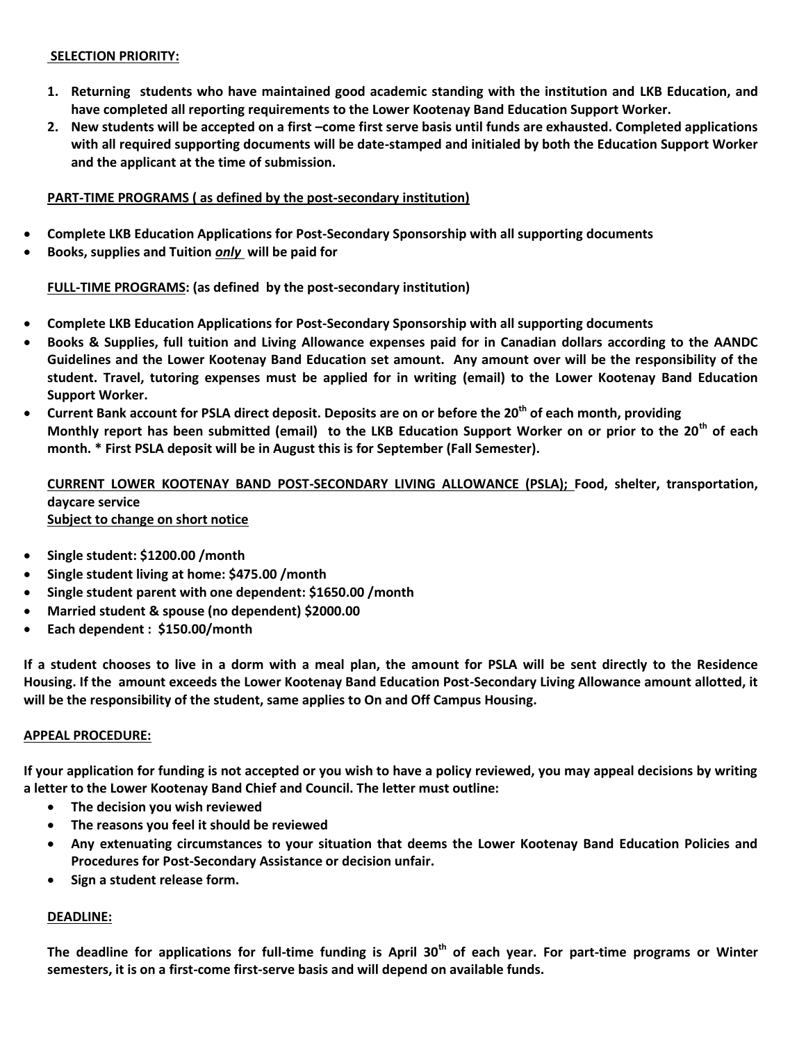**SELECTION PRIORITY:**

1. **Returning students who have maintained good academic standing with the institution and LKB Education, and have completed all reporting requirements to the Lower Kootenay Band Education Support Worker.**
2. **New students will be accepted on a first –come first serve basis until funds are exhausted. Completed applications with all required supporting documents will be date-stamped and initialed by both the Education Support Worker and the applicant at the time of submission.**

**PART-TIME PROGRAMS ( as defined by the post-secondary institution)**

- **Complete LKB Education Applications for Post-Secondary Sponsorship with all supporting documents**
- **Books, supplies and Tuition *only* will be paid for**

**FULL-TIME PROGRAMS: (as defined by the post-secondary institution)**

- **Complete LKB Education Applications for Post-Secondary Sponsorship with all supporting documents**
- **Books & Supplies, full tuition and Living Allowance expenses paid for in Canadian dollars according to the AANDC Guidelines and the Lower Kootenay Band Education set amount. Any amount over will be the responsibility of the student. Travel, tutoring expenses must be applied for in writing (email) to the Lower Kootenay Band Education Support Worker.**
- **Current Bank account for PSLA direct deposit. Deposits are on or before the 20th of each month, providing Monthly report has been submitted (email) to the LKB Education Support Worker on or prior to the 20th of each month. \* First PSLA deposit will be in August this is for September (Fall Semester).**

**CURRENT LOWER KOOTENAY BAND POST-SECONDARY LIVING ALLOWANCE (PSLA); Food, shelter, transportation, daycare service**
**Subject to change on short notice**

- **Single student: $1200.00 /month**
- **Single student living at home: $475.00 /month**
- **Single student parent with one dependent: $1650.00 /month**
- **Married student & spouse (no dependent) $2000.00**
- **Each dependent : $150.00/month**

**If a student chooses to live in a dorm with a meal plan, the amount for PSLA will be sent directly to the Residence Housing. If the amount exceeds the Lower Kootenay Band Education Post-Secondary Living Allowance amount allotted, it will be the responsibility of the student, same applies to On and Off Campus Housing.**

**APPEAL PROCEDURE:**

**If your application for funding is not accepted or you wish to have a policy reviewed, you may appeal decisions by writing a letter to the Lower Kootenay Band Chief and Council. The letter must outline:**

- **The decision you wish reviewed**
- **The reasons you feel it should be reviewed**
- **Any extenuating circumstances to your situation that deems the Lower Kootenay Band Education Policies and Procedures for Post-Secondary Assistance or decision unfair.**
- **Sign a student release form.**

**DEADLINE:**

**The deadline for applications for full-time funding is April 30th of each year. For part-time programs or Winter semesters, it is on a first-come first-serve basis and will depend on available funds.**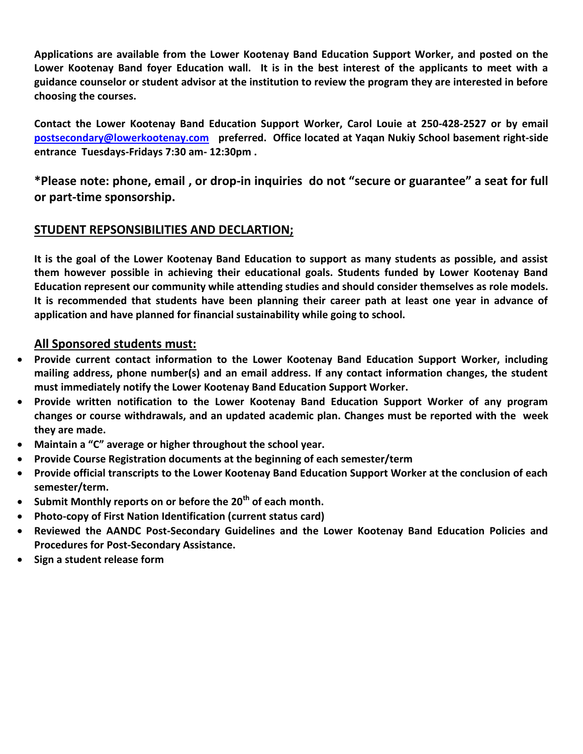**Applications are available from the Lower Kootenay Band Education Support Worker, and posted on the Lower Kootenay Band foyer Education wall. It is in the best interest of the applicants to meet with a guidance counselor or student advisor at the institution to review the program they are interested in before choosing the courses.**

**Contact the Lower Kootenay Band Education Support Worker, Carol Louie at 250-428-2527 or by email [postsecondary@lowerkootenay.com](mailto:postsecondary@lowerkootenay.com) preferred. Office located at Yaqan Nukiy School basement right-side entrance Tuesdays-Fridays 7:30 am- 12:30pm .**

**\*Please note: phone, email , or drop-in inquiries do not "secure or guarantee" a seat for full or part-time sponsorship.**

## STUDENT REPSONSIBILITIES AND DECLARTION;

**It is the goal of the Lower Kootenay Band Education to support as many students as possible, and assist them however possible in achieving their educational goals. Students funded by Lower Kootenay Band Education represent our community while attending studies and should consider themselves as role models. It is recommended that students have been planning their career path at least one year in advance of application and have planned for financial sustainability while going to school.**

### All Sponsored students must:

- **Provide current contact information to the Lower Kootenay Band Education Support Worker, including mailing address, phone number(s) and an email address. If any contact information changes, the student must immediately notify the Lower Kootenay Band Education Support Worker.**
- **Provide written notification to the Lower Kootenay Band Education Support Worker of any program changes or course withdrawals, and an updated academic plan. Changes must be reported with the week they are made.**
- **Maintain a "C" average or higher throughout the school year.**
- **Provide Course Registration documents at the beginning of each semester/term**
- **Provide official transcripts to the Lower Kootenay Band Education Support Worker at the conclusion of each semester/term.**
- **Submit Monthly reports on or before the 20th of each month.**
- **Photo-copy of First Nation Identification (current status card)**
- **Reviewed the AANDC Post-Secondary Guidelines and the Lower Kootenay Band Education Policies and Procedures for Post-Secondary Assistance.**
- **Sign a student release form**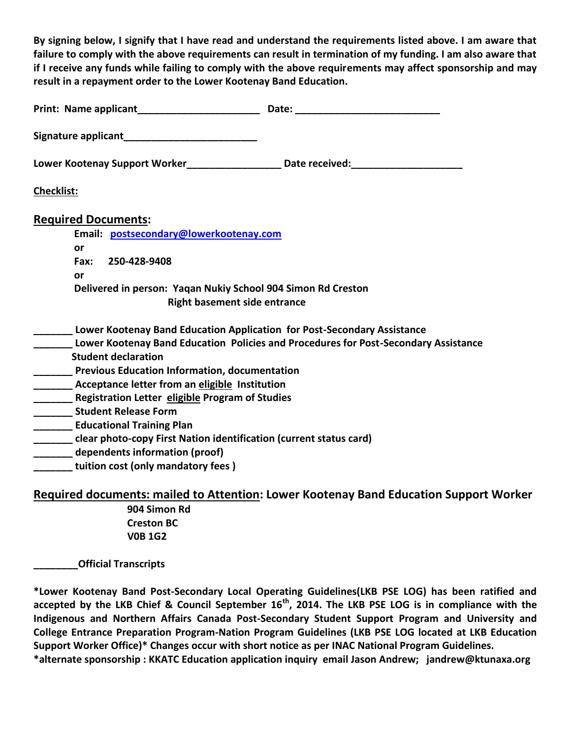**By signing below, I signify that I have read and understand the requirements listed above. I am aware that failure to comply with the above requirements can result in termination of my funding. I am also aware that if I receive any funds while failing to comply with the above requirements may affect sponsorship and may result in a repayment order to the Lower Kootenay Band Education.**

**Print: Name applicant______________________ Date: __________________________**

**Signature applicant________________________**

**Lower Kootenay Support Worker________________ Date received:___________________**

**Checklist:**

## Required Documents:

**Email: [postsecondary@lowerkootenay.com](mailto:postsecondary@lowerkootenay.com)**
**or**
**Fax: 250-428-9408**
**or**
**Delivered in person: Yaqan Nukiy School 904 Simon Rd Creston**
**Right basement side entrance**

**_______ Lower Kootenay Band Education Application for Post-Secondary Assistance**
**_______ Lower Kootenay Band Education Policies and Procedures for Post-Secondary Assistance Student declaration**
**_______ Previous Education Information, documentation**
**_______ Acceptance letter from an eligible Institution**
**_______ Registration Letter eligible Program of Studies**
**_______ Student Release Form**
**_______ Educational Training Plan**
**_______ clear photo-copy First Nation identification (current status card)**
**_______ dependents information (proof)**
**_______ tuition cost (only mandatory fees )**

## Required documents: mailed to Attention: Lower Kootenay Band Education Support Worker

**904 Simon Rd**
**Creston BC**
**V0B 1G2**

**________Official Transcripts**

**\*Lower Kootenay Band Post-Secondary Local Operating Guidelines(LKB PSE LOG) has been ratified and accepted by the LKB Chief & Council September 16th, 2014. The LKB PSE LOG is in compliance with the Indigenous and Northern Affairs Canada Post-Secondary Student Support Program and University and College Entrance Preparation Program-Nation Program Guidelines (LKB PSE LOG located at LKB Education Support Worker Office)\* Changes occur with short notice as per INAC National Program Guidelines.**
**\*alternate sponsorship : KKATC Education application inquiry email Jason Andrew; jandrew@ktunaxa.org**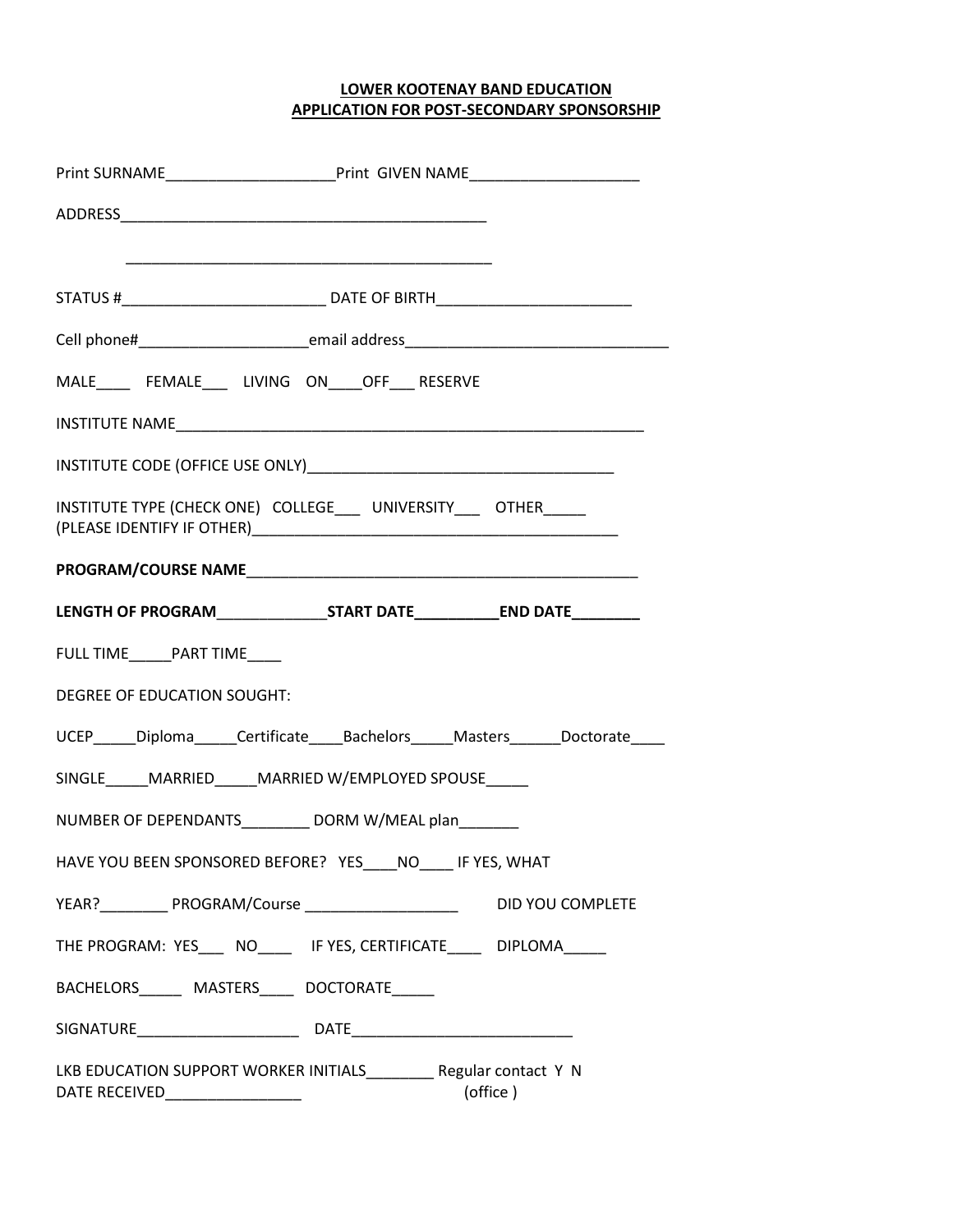**LOWER KOOTENAY BAND EDUCATION**
**APPLICATION FOR POST-SECONDARY SPONSORSHIP**

Print SURNAME____________________Print GIVEN NAME____________________

ADDRESS_____________________________________________

_____________________________________________

STATUS #________________________ DATE OF BIRTH______________________

Cell phone#____________________email address_______________________________

MALE____ FEMALE___ LIVING ON____OFF___ RESERVE

INSTITUTE NAME_________________________________________________________

INSTITUTE CODE (OFFICE USE ONLY)____________________________________

INSTITUTE TYPE (CHECK ONE) COLLEGE___ UNIVERSITY___ OTHER_____
(PLEASE IDENTIFY IF OTHER)__________________________________________

**PROGRAM/COURSE NAME______________________________________________**

**LENGTH OF PROGRAM_____________START DATE__________END DATE________**

FULL TIME_____PART TIME____

DEGREE OF EDUCATION SOUGHT:

UCEP_____Diploma_____Certificate____Bachelors_____Masters______Doctorate____

SINGLE_____MARRIED_____MARRIED W/EMPLOYED SPOUSE_____

NUMBER OF DEPENDANTS________ DORM W/MEAL plan_______

HAVE YOU BEEN SPONSORED BEFORE? YES____NO____ IF YES, WHAT

YEAR?________ PROGRAM/Course __________________ DID YOU COMPLETE

THE PROGRAM: YES___ NO____ IF YES, CERTIFICATE____ DIPLOMA_____

BACHELORS_____ MASTERS____ DOCTORATE_____

SIGNATURE___________________ DATE__________________________

LKB EDUCATION SUPPORT WORKER INITIALS________ Regular contact Y N
DATE RECEIVED________________ (office )